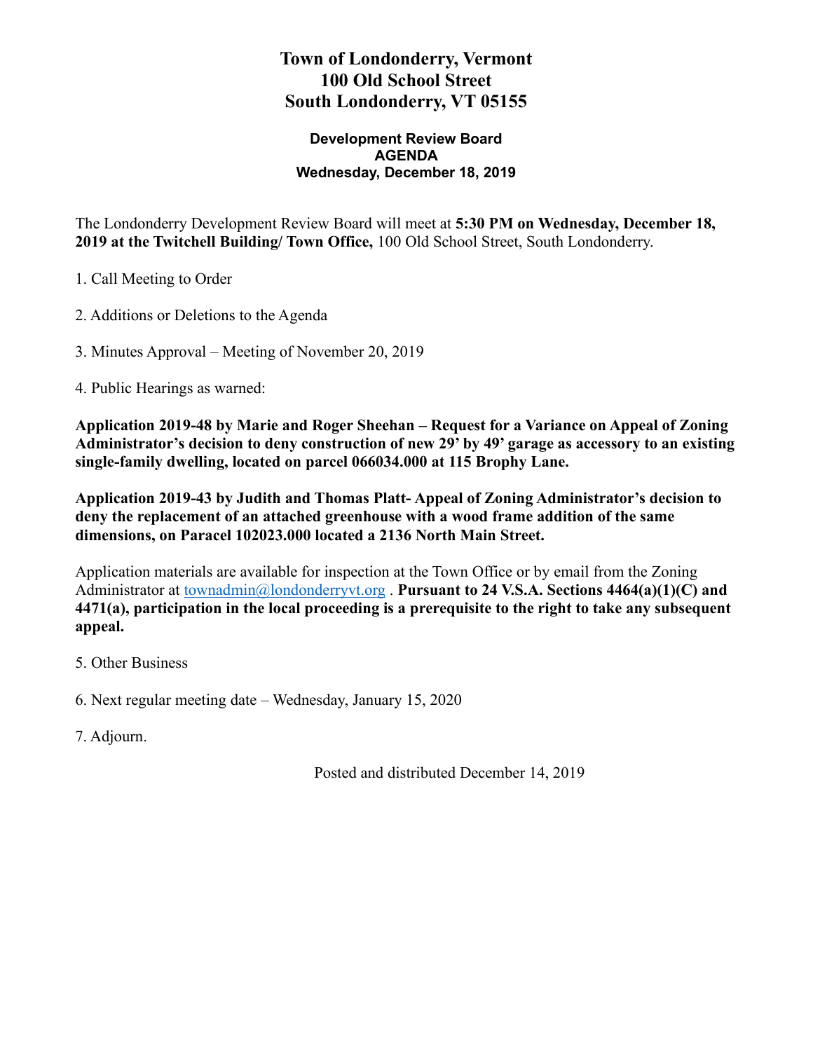# Town of Londonderry, Vermont
# 100 Old School Street
# South Londonderry, VT 05155

### Development Review Board
### AGENDA
### Wednesday, December 18, 2019

The Londonderry Development Review Board will meet at **5:30 PM on Wednesday, December 18, 2019 at the Twitchell Building/ Town Office,** 100 Old School Street, South Londonderry.

1. Call Meeting to Order

2. Additions or Deletions to the Agenda

3. Minutes Approval – Meeting of November 20, 2019

4. Public Hearings as warned:

**Application 2019-48 by Marie and Roger Sheehan – Request for a Variance on Appeal of Zoning Administrator's decision to deny construction of new 29' by 49' garage as accessory to an existing single-family dwelling, located on parcel 066034.000 at 115 Brophy Lane.**

**Application 2019-43 by Judith and Thomas Platt- Appeal of Zoning Administrator's decision to deny the replacement of an attached greenhouse with a wood frame addition of the same dimensions, on Paracel 102023.000 located a 2136 North Main Street.**

Application materials are available for inspection at the Town Office or by email from the Zoning Administrator at townadmin@londonderryvt.org . **Pursuant to 24 V.S.A. Sections 4464(a)(1)(C) and 4471(a), participation in the local proceeding is a prerequisite to the right to take any subsequent appeal.**

5. Other Business

6. Next regular meeting date – Wednesday, January 15, 2020

7. Adjourn.

Posted and distributed December 14, 2019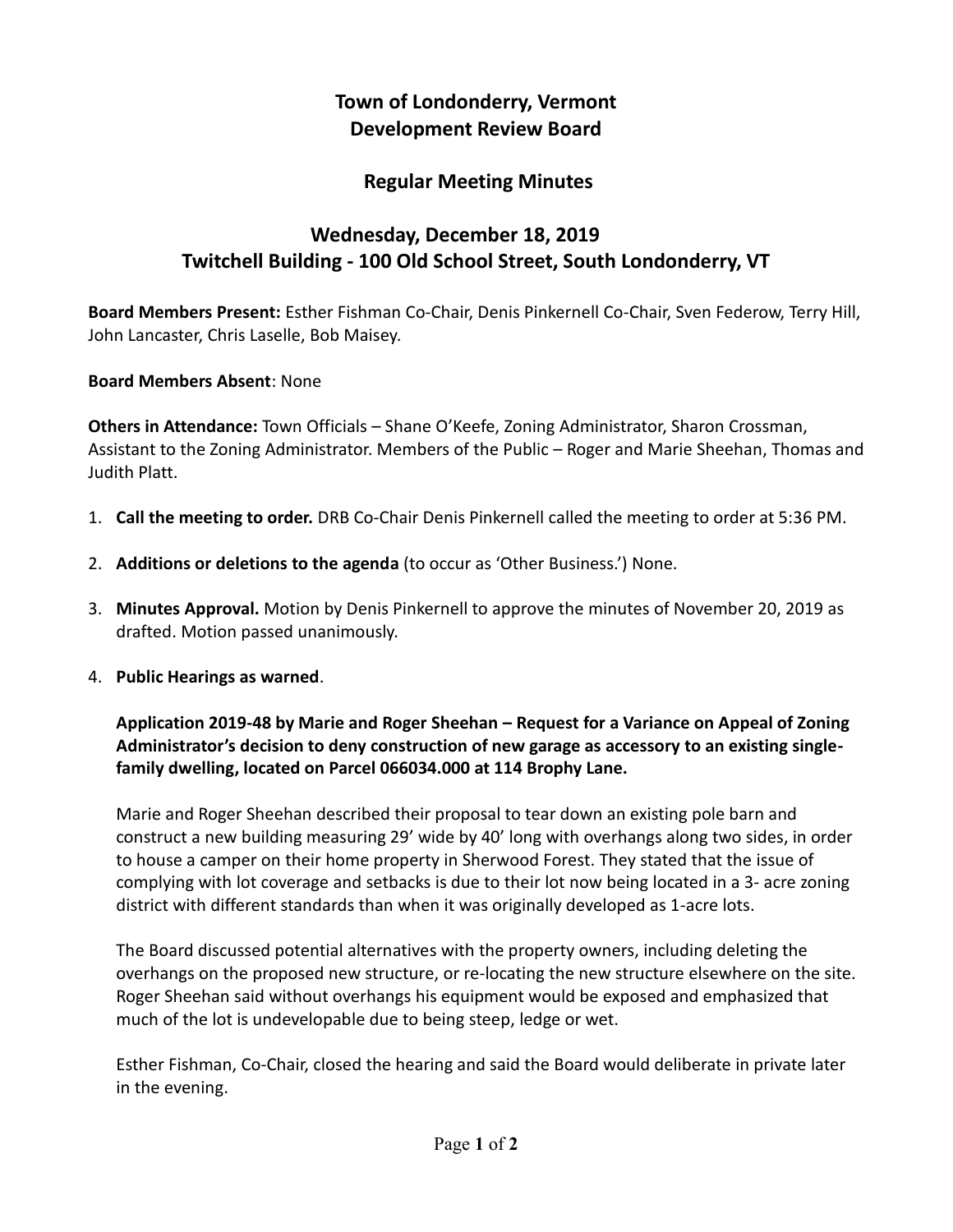# Town of Londonderry, Vermont
# Development Review Board

## Regular Meeting Minutes

## Wednesday, December 18, 2019
## Twitchell Building - 100 Old School Street, South Londonderry, VT

**Board Members Present:** Esther Fishman Co-Chair, Denis Pinkernell Co-Chair, Sven Federow, Terry Hill, John Lancaster, Chris Laselle, Bob Maisey.

**Board Members Absent**: None

**Others in Attendance:** Town Officials – Shane O'Keefe, Zoning Administrator, Sharon Crossman, Assistant to the Zoning Administrator. Members of the Public – Roger and Marie Sheehan, Thomas and Judith Platt.

1. **Call the meeting to order.** DRB Co-Chair Denis Pinkernell called the meeting to order at 5:36 PM.

2. **Additions or deletions to the agenda** (to occur as 'Other Business.') None.

3. **Minutes Approval.** Motion by Denis Pinkernell to approve the minutes of November 20, 2019 as drafted. Motion passed unanimously.

4. **Public Hearings as warned**.

   **Application 2019-48 by Marie and Roger Sheehan – Request for a Variance on Appeal of Zoning Administrator's decision to deny construction of new garage as accessory to an existing single-family dwelling, located on Parcel 066034.000 at 114 Brophy Lane.**

   Marie and Roger Sheehan described their proposal to tear down an existing pole barn and construct a new building measuring 29' wide by 40' long with overhangs along two sides, in order to house a camper on their home property in Sherwood Forest. They stated that the issue of complying with lot coverage and setbacks is due to their lot now being located in a 3- acre zoning district with different standards than when it was originally developed as 1-acre lots.

   The Board discussed potential alternatives with the property owners, including deleting the overhangs on the proposed new structure, or re-locating the new structure elsewhere on the site. Roger Sheehan said without overhangs his equipment would be exposed and emphasized that much of the lot is undevelopable due to being steep, ledge or wet.

   Esther Fishman, Co-Chair, closed the hearing and said the Board would deliberate in private later in the evening.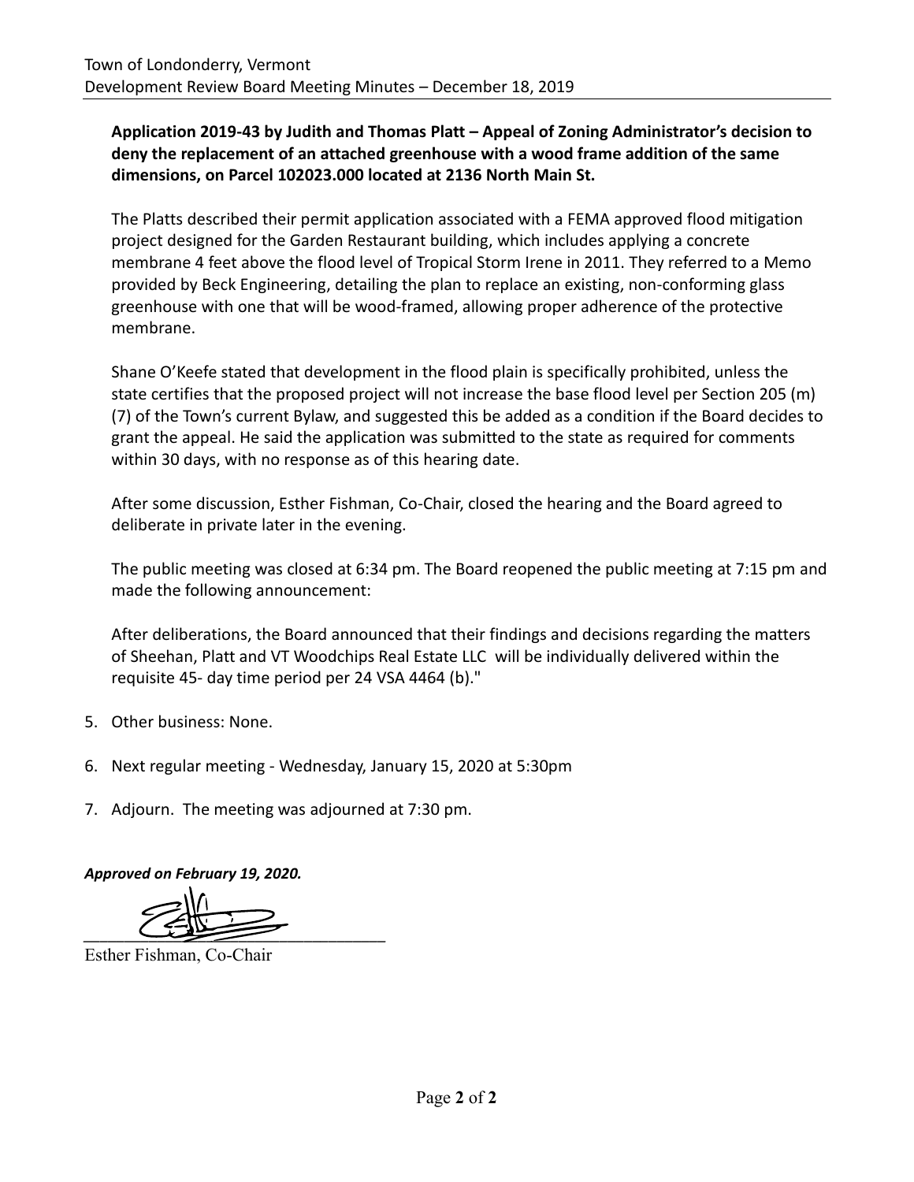**Application 2019-43 by Judith and Thomas Platt – Appeal of Zoning Administrator's decision to deny the replacement of an attached greenhouse with a wood frame addition of the same dimensions, on Parcel 102023.000 located at 2136 North Main St.**

The Platts described their permit application associated with a FEMA approved flood mitigation project designed for the Garden Restaurant building, which includes applying a concrete membrane 4 feet above the flood level of Tropical Storm Irene in 2011. They referred to a Memo provided by Beck Engineering, detailing the plan to replace an existing, non-conforming glass greenhouse with one that will be wood-framed, allowing proper adherence of the protective membrane.

Shane O'Keefe stated that development in the flood plain is specifically prohibited, unless the state certifies that the proposed project will not increase the base flood level per Section 205 (m) (7) of the Town's current Bylaw, and suggested this be added as a condition if the Board decides to grant the appeal. He said the application was submitted to the state as required for comments within 30 days, with no response as of this hearing date.

After some discussion, Esther Fishman, Co-Chair, closed the hearing and the Board agreed to deliberate in private later in the evening.

The public meeting was closed at 6:34 pm. The Board reopened the public meeting at 7:15 pm and made the following announcement:

After deliberations, the Board announced that their findings and decisions regarding the matters of Sheehan, Platt and VT Woodchips Real Estate LLC will be individually delivered within the requisite 45- day time period per 24 VSA 4464 (b)."

5. Other business: None.

6. Next regular meeting - Wednesday, January 15, 2020 at 5:30pm

7. Adjourn. The meeting was adjourned at 7:30 pm.

***Approved on February 19, 2020.***

___________________________________

Esther Fishman, Co-Chair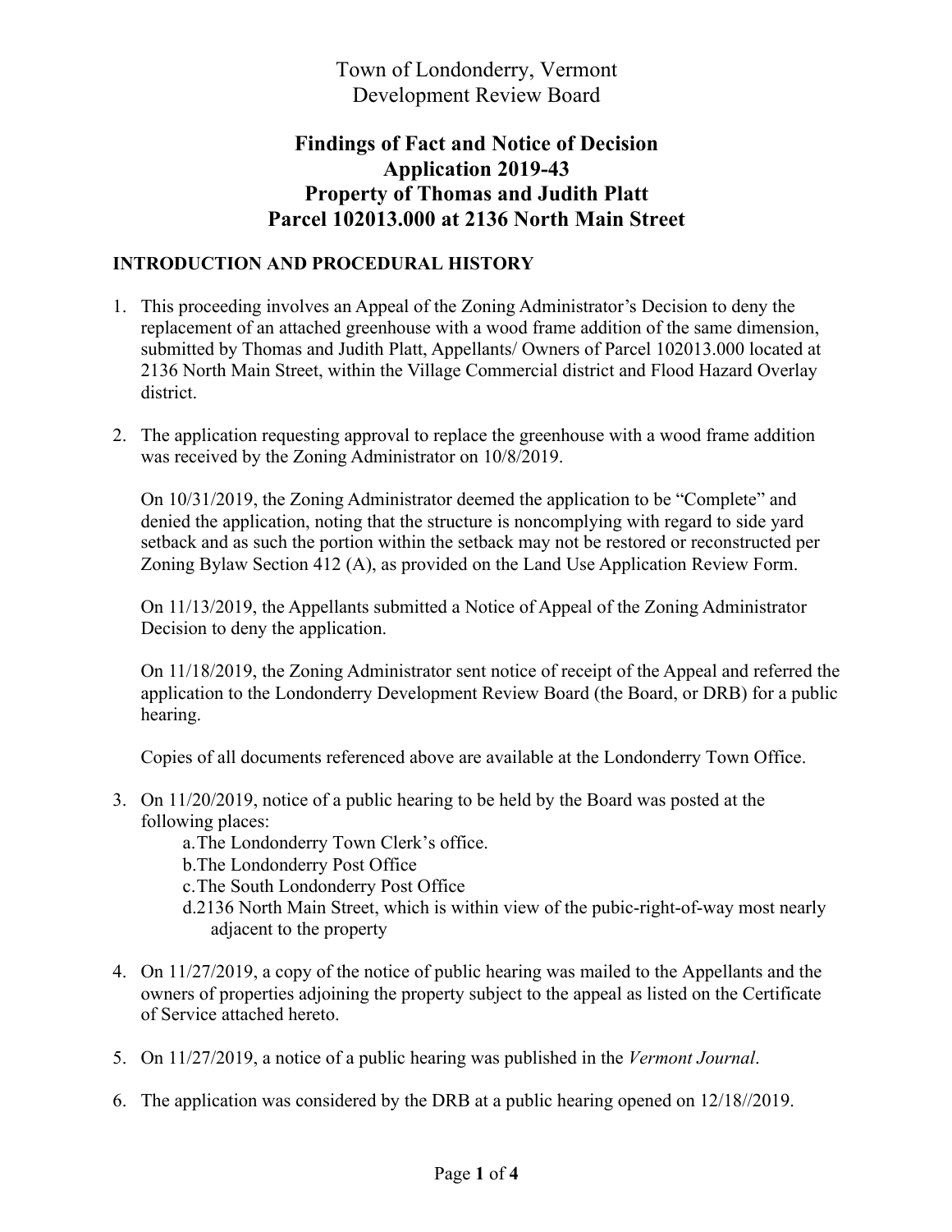Town of Londonderry, Vermont
Development Review Board

# Findings of Fact and Notice of Decision
# Application 2019-43
# Property of Thomas and Judith Platt
# Parcel 102013.000 at 2136 North Main Street

## INTRODUCTION AND PROCEDURAL HISTORY

1. This proceeding involves an Appeal of the Zoning Administrator's Decision to deny the replacement of an attached greenhouse with a wood frame addition of the same dimension, submitted by Thomas and Judith Platt, Appellants/ Owners of Parcel 102013.000 located at 2136 North Main Street, within the Village Commercial district and Flood Hazard Overlay district.

2. The application requesting approval to replace the greenhouse with a wood frame addition was received by the Zoning Administrator on 10/8/2019.

   On 10/31/2019, the Zoning Administrator deemed the application to be "Complete" and denied the application, noting that the structure is noncomplying with regard to side yard setback and as such the portion within the setback may not be restored or reconstructed per Zoning Bylaw Section 412 (A), as provided on the Land Use Application Review Form.

   On 11/13/2019, the Appellants submitted a Notice of Appeal of the Zoning Administrator Decision to deny the application.

   On 11/18/2019, the Zoning Administrator sent notice of receipt of the Appeal and referred the application to the Londonderry Development Review Board (the Board, or DRB) for a public hearing.

   Copies of all documents referenced above are available at the Londonderry Town Office.

3. On 11/20/2019, notice of a public hearing to be held by the Board was posted at the following places:
   a. The Londonderry Town Clerk's office.
   b. The Londonderry Post Office
   c. The South Londonderry Post Office
   d. 2136 North Main Street, which is within view of the pubic-right-of-way most nearly adjacent to the property

4. On 11/27/2019, a copy of the notice of public hearing was mailed to the Appellants and the owners of properties adjoining the property subject to the appeal as listed on the Certificate of Service attached hereto.

5. On 11/27/2019, a notice of a public hearing was published in the *Vermont Journal*.

6. The application was considered by the DRB at a public hearing opened on 12/18//2019.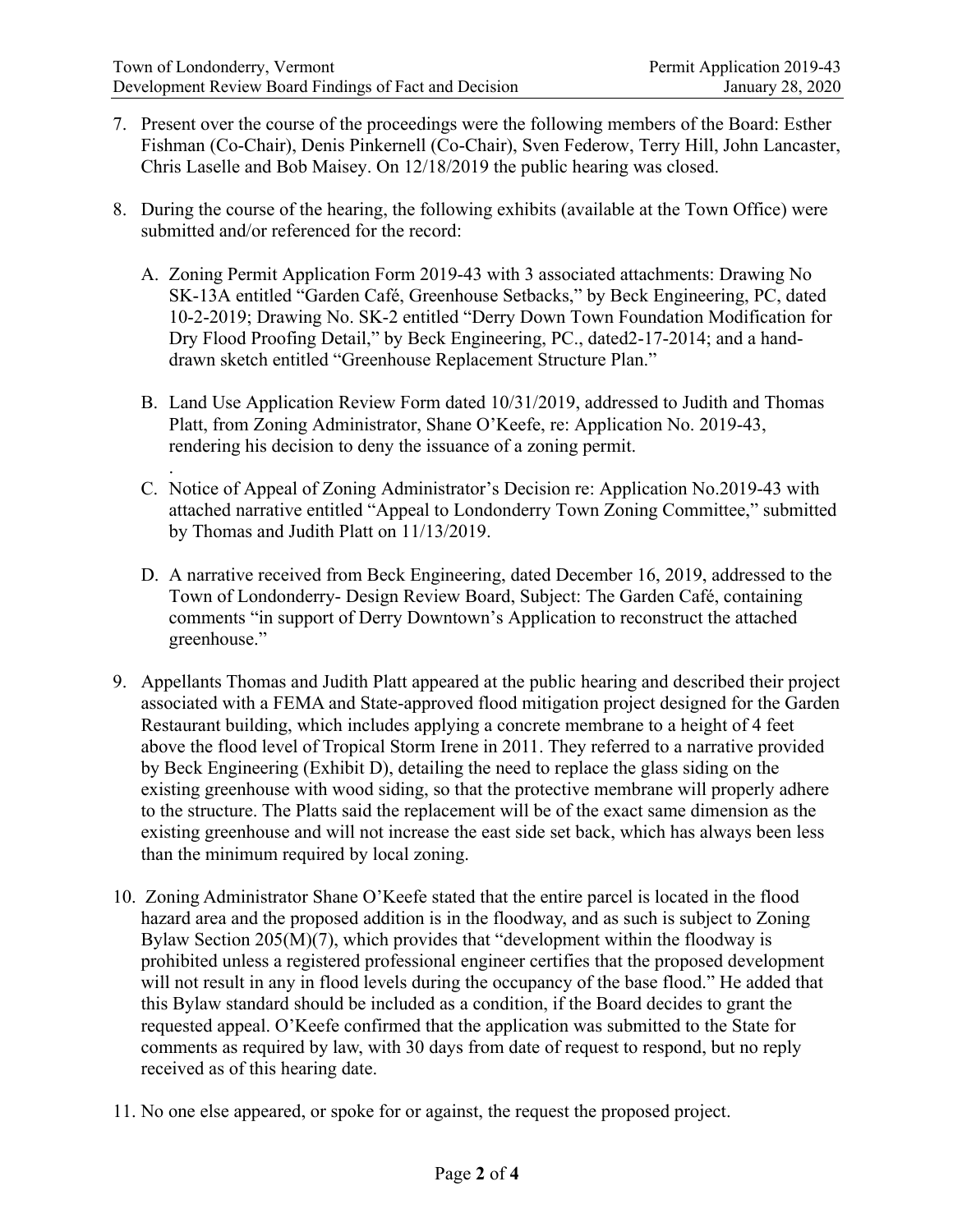7. Present over the course of the proceedings were the following members of the Board: Esther Fishman (Co-Chair), Denis Pinkernell (Co-Chair), Sven Federow, Terry Hill, John Lancaster, Chris Laselle and Bob Maisey. On 12/18/2019 the public hearing was closed.

8. During the course of the hearing, the following exhibits (available at the Town Office) were submitted and/or referenced for the record:

   A. Zoning Permit Application Form 2019-43 with 3 associated attachments: Drawing No SK-13A entitled "Garden Café, Greenhouse Setbacks," by Beck Engineering, PC, dated 10-2-2019; Drawing No. SK-2 entitled "Derry Down Town Foundation Modification for Dry Flood Proofing Detail," by Beck Engineering, PC., dated2-17-2014; and a hand-drawn sketch entitled "Greenhouse Replacement Structure Plan."

   B. Land Use Application Review Form dated 10/31/2019, addressed to Judith and Thomas Platt, from Zoning Administrator, Shane O'Keefe, re: Application No. 2019-43, rendering his decision to deny the issuance of a zoning permit.
   .
   C. Notice of Appeal of Zoning Administrator's Decision re: Application No.2019-43 with attached narrative entitled "Appeal to Londonderry Town Zoning Committee," submitted by Thomas and Judith Platt on 11/13/2019.

   D. A narrative received from Beck Engineering, dated December 16, 2019, addressed to the Town of Londonderry- Design Review Board, Subject: The Garden Café, containing comments "in support of Derry Downtown's Application to reconstruct the attached greenhouse."

9. Appellants Thomas and Judith Platt appeared at the public hearing and described their project associated with a FEMA and State-approved flood mitigation project designed for the Garden Restaurant building, which includes applying a concrete membrane to a height of 4 feet above the flood level of Tropical Storm Irene in 2011. They referred to a narrative provided by Beck Engineering (Exhibit D), detailing the need to replace the glass siding on the existing greenhouse with wood siding, so that the protective membrane will properly adhere to the structure. The Platts said the replacement will be of the exact same dimension as the existing greenhouse and will not increase the east side set back, which has always been less than the minimum required by local zoning.

10. Zoning Administrator Shane O'Keefe stated that the entire parcel is located in the flood hazard area and the proposed addition is in the floodway, and as such is subject to Zoning Bylaw Section 205(M)(7), which provides that "development within the floodway is prohibited unless a registered professional engineer certifies that the proposed development will not result in any in flood levels during the occupancy of the base flood." He added that this Bylaw standard should be included as a condition, if the Board decides to grant the requested appeal. O'Keefe confirmed that the application was submitted to the State for comments as required by law, with 30 days from date of request to respond, but no reply received as of this hearing date.

11. No one else appeared, or spoke for or against, the request the proposed project.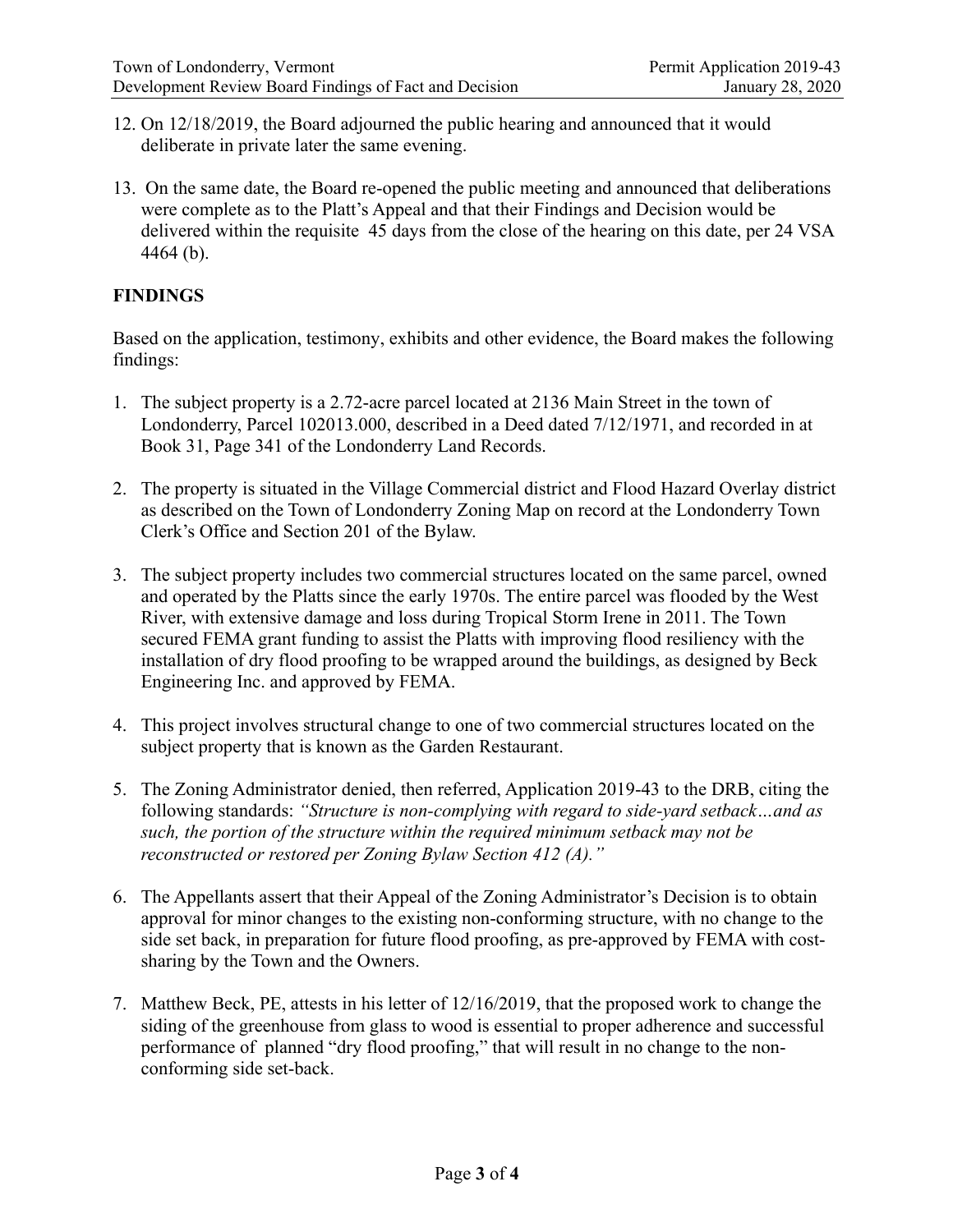12. On 12/18/2019, the Board adjourned the public hearing and announced that it would deliberate in private later the same evening.

13. On the same date, the Board re-opened the public meeting and announced that deliberations were complete as to the Platt's Appeal and that their Findings and Decision would be delivered within the requisite 45 days from the close of the hearing on this date, per 24 VSA 4464 (b).

**FINDINGS**

Based on the application, testimony, exhibits and other evidence, the Board makes the following findings:

1. The subject property is a 2.72-acre parcel located at 2136 Main Street in the town of Londonderry, Parcel 102013.000, described in a Deed dated 7/12/1971, and recorded in at Book 31, Page 341 of the Londonderry Land Records.

2. The property is situated in the Village Commercial district and Flood Hazard Overlay district as described on the Town of Londonderry Zoning Map on record at the Londonderry Town Clerk's Office and Section 201 of the Bylaw.

3. The subject property includes two commercial structures located on the same parcel, owned and operated by the Platts since the early 1970s. The entire parcel was flooded by the West River, with extensive damage and loss during Tropical Storm Irene in 2011. The Town secured FEMA grant funding to assist the Platts with improving flood resiliency with the installation of dry flood proofing to be wrapped around the buildings, as designed by Beck Engineering Inc. and approved by FEMA.

4. This project involves structural change to one of two commercial structures located on the subject property that is known as the Garden Restaurant.

5. The Zoning Administrator denied, then referred, Application 2019-43 to the DRB, citing the following standards: *"Structure is non-complying with regard to side-yard setback…and as such, the portion of the structure within the required minimum setback may not be reconstructed or restored per Zoning Bylaw Section 412 (A)."*

6. The Appellants assert that their Appeal of the Zoning Administrator's Decision is to obtain approval for minor changes to the existing non-conforming structure, with no change to the side set back, in preparation for future flood proofing, as pre-approved by FEMA with cost-sharing by the Town and the Owners.

7. Matthew Beck, PE, attests in his letter of 12/16/2019, that the proposed work to change the siding of the greenhouse from glass to wood is essential to proper adherence and successful performance of planned "dry flood proofing," that will result in no change to the non-conforming side set-back.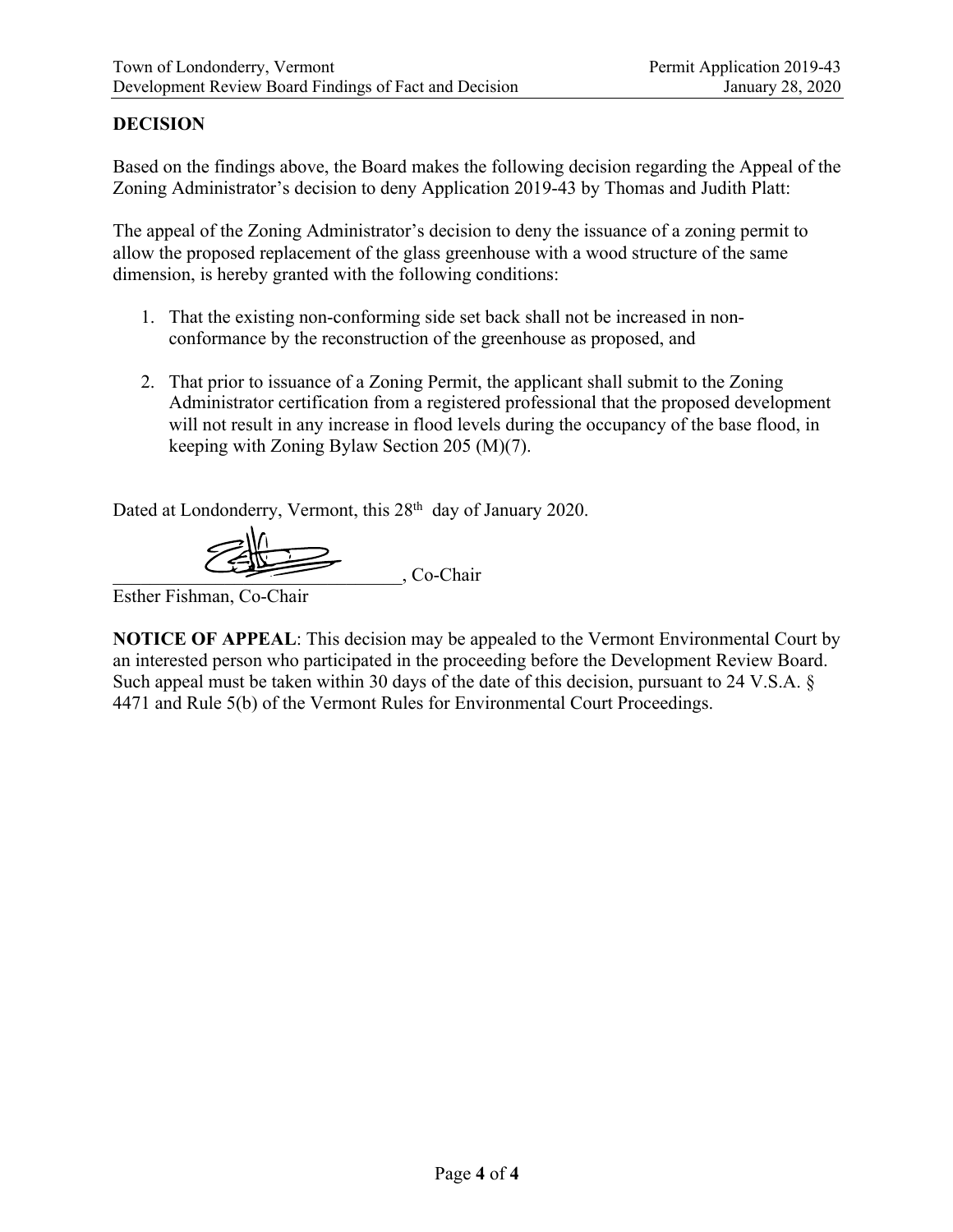## DECISION

Based on the findings above, the Board makes the following decision regarding the Appeal of the Zoning Administrator's decision to deny Application 2019-43 by Thomas and Judith Platt:

The appeal of the Zoning Administrator's decision to deny the issuance of a zoning permit to allow the proposed replacement of the glass greenhouse with a wood structure of the same dimension, is hereby granted with the following conditions:

1. That the existing non-conforming side set back shall not be increased in non-conformance by the reconstruction of the greenhouse as proposed, and
2. That prior to issuance of a Zoning Permit, the applicant shall submit to the Zoning Administrator certification from a registered professional that the proposed development will not result in any increase in flood levels during the occupancy of the base flood, in keeping with Zoning Bylaw Section 205 (M)(7).

Dated at Londonderry, Vermont, this 28th day of January 2020.

\_\_\_\_\_\_\_\_\_\_\_\_\_\_\_\_\_\_\_\_\_\_\_\_\_\_\_\_\_\_, Co-Chair

Esther Fishman, Co-Chair

**NOTICE OF APPEAL**: This decision may be appealed to the Vermont Environmental Court by an interested person who participated in the proceeding before the Development Review Board. Such appeal must be taken within 30 days of the date of this decision, pursuant to 24 V.S.A. § 4471 and Rule 5(b) of the Vermont Rules for Environmental Court Proceedings.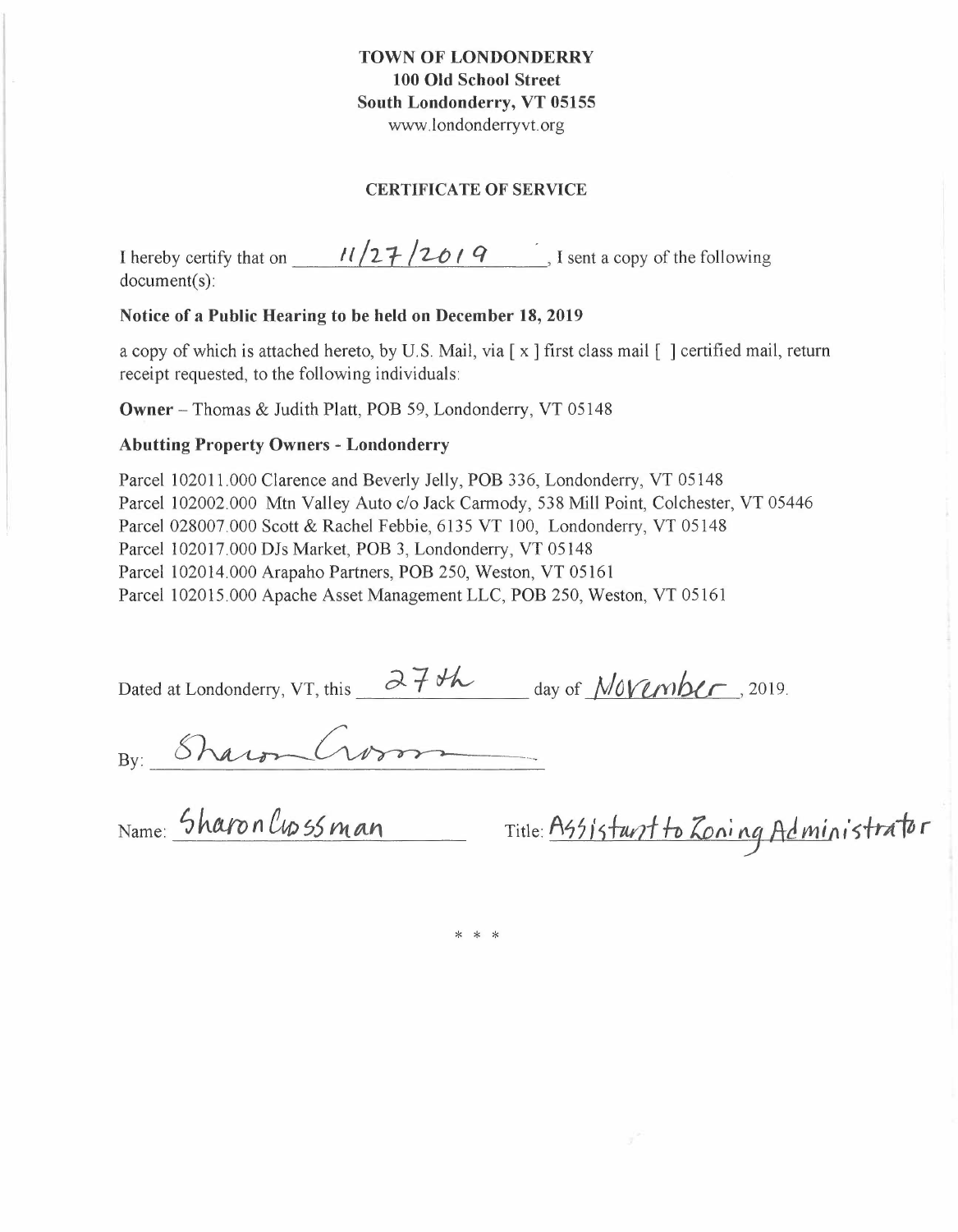**TOWN OF LONDONDERRY**
**100 Old School Street**
**South Londonderry, VT 05155**
www.londonderryvt.org

**CERTIFICATE OF SERVICE**

I hereby certify that on 11/27/2019, I sent a copy of the following document(s):

**Notice of a Public Hearing to be held on December 18, 2019**

a copy of which is attached hereto, by U.S. Mail, via [ x ] first class mail [ ] certified mail, return receipt requested, to the following individuals:

**Owner** – Thomas & Judith Platt, POB 59, Londonderry, VT 05148

**Abutting Property Owners - Londonderry**

Parcel 102011.000 Clarence and Beverly Jelly, POB 336, Londonderry, VT 05148
Parcel 102002.000 Mtn Valley Auto c/o Jack Carmody, 538 Mill Point, Colchester, VT 05446
Parcel 028007.000 Scott & Rachel Febbie, 6135 VT 100, Londonderry, VT 05148
Parcel 102017.000 DJs Market, POB 3, Londonderry, VT 05148
Parcel 102014.000 Arapaho Partners, POB 250, Weston, VT 05161
Parcel 102015.000 Apache Asset Management LLC, POB 250, Weston, VT 05161

Dated at Londonderry, VT, this 27th day of November, 2019.

By: Sharon Crossman

Name: Sharon Crossman Title: Assistant to Zoning Administrator

\* \* \*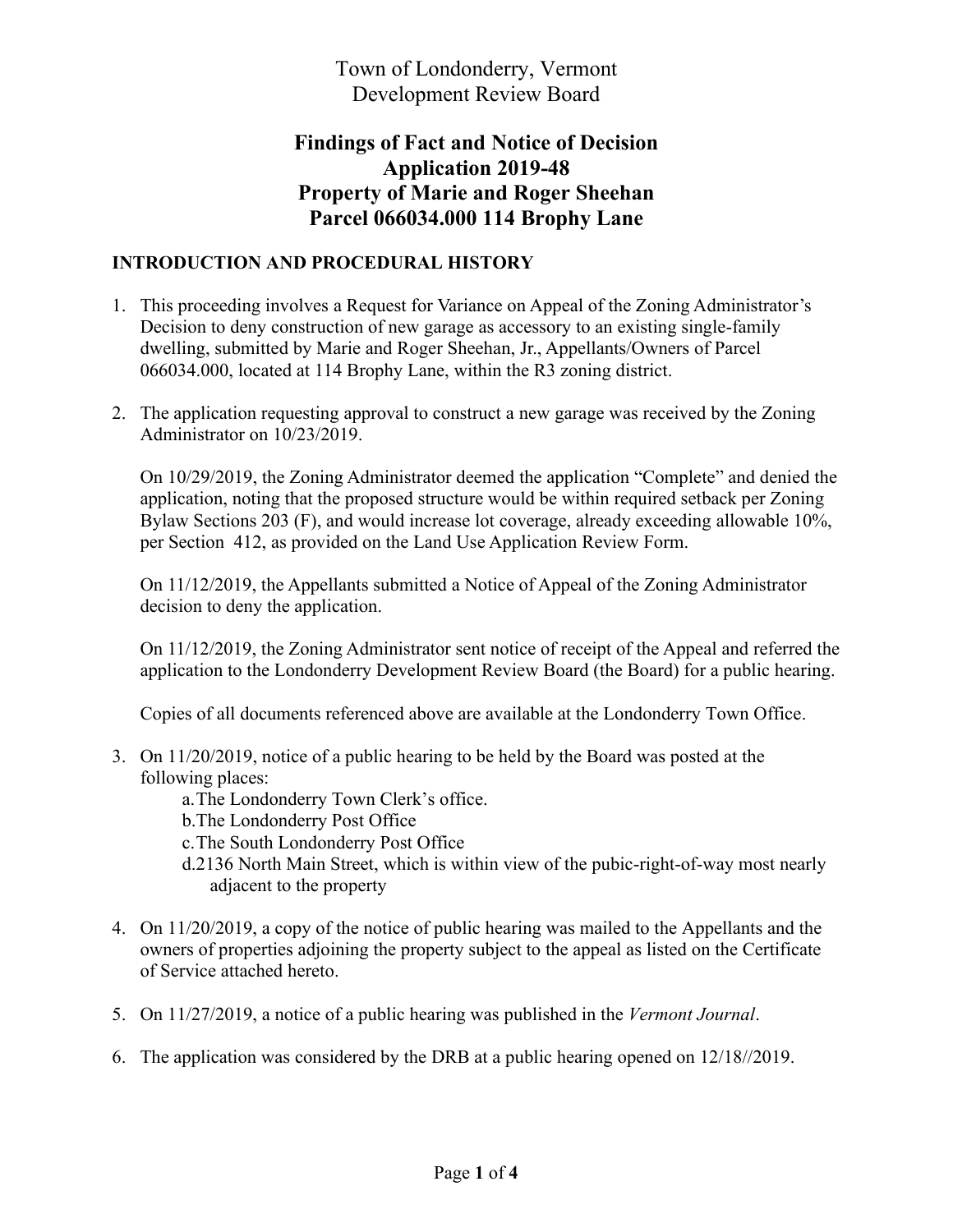# Town of Londonderry, Vermont
# Development Review Board

## Findings of Fact and Notice of Decision
## Application 2019-48
## Property of Marie and Roger Sheehan
## Parcel 066034.000 114 Brophy Lane

### INTRODUCTION AND PROCEDURAL HISTORY

1. This proceeding involves a Request for Variance on Appeal of the Zoning Administrator's Decision to deny construction of new garage as accessory to an existing single-family dwelling, submitted by Marie and Roger Sheehan, Jr., Appellants/Owners of Parcel 066034.000, located at 114 Brophy Lane, within the R3 zoning district.

2. The application requesting approval to construct a new garage was received by the Zoning Administrator on 10/23/2019.

   On 10/29/2019, the Zoning Administrator deemed the application "Complete" and denied the application, noting that the proposed structure would be within required setback per Zoning Bylaw Sections 203 (F), and would increase lot coverage, already exceeding allowable 10%, per Section 412, as provided on the Land Use Application Review Form.

   On 11/12/2019, the Appellants submitted a Notice of Appeal of the Zoning Administrator decision to deny the application.

   On 11/12/2019, the Zoning Administrator sent notice of receipt of the Appeal and referred the application to the Londonderry Development Review Board (the Board) for a public hearing.

   Copies of all documents referenced above are available at the Londonderry Town Office.

3. On 11/20/2019, notice of a public hearing to be held by the Board was posted at the following places:
   a. The Londonderry Town Clerk's office.
   b. The Londonderry Post Office
   c. The South Londonderry Post Office
   d. 2136 North Main Street, which is within view of the pubic-right-of-way most nearly adjacent to the property

4. On 11/20/2019, a copy of the notice of public hearing was mailed to the Appellants and the owners of properties adjoining the property subject to the appeal as listed on the Certificate of Service attached hereto.

5. On 11/27/2019, a notice of a public hearing was published in the *Vermont Journal*.

6. The application was considered by the DRB at a public hearing opened on 12/18//2019.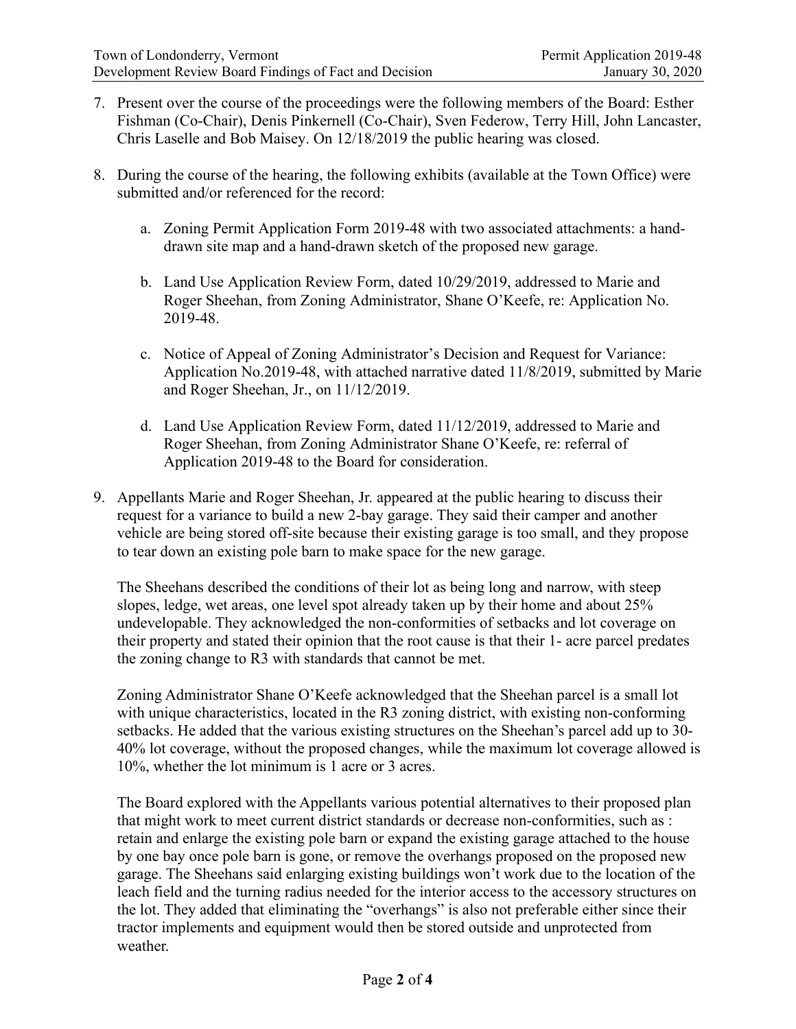7. Present over the course of the proceedings were the following members of the Board: Esther Fishman (Co-Chair), Denis Pinkernell (Co-Chair), Sven Federow, Terry Hill, John Lancaster, Chris Laselle and Bob Maisey. On 12/18/2019 the public hearing was closed.

8. During the course of the hearing, the following exhibits (available at the Town Office) were submitted and/or referenced for the record:

   a. Zoning Permit Application Form 2019-48 with two associated attachments: a hand-drawn site map and a hand-drawn sketch of the proposed new garage.

   b. Land Use Application Review Form, dated 10/29/2019, addressed to Marie and Roger Sheehan, from Zoning Administrator, Shane O'Keefe, re: Application No. 2019-48.

   c. Notice of Appeal of Zoning Administrator's Decision and Request for Variance: Application No.2019-48, with attached narrative dated 11/8/2019, submitted by Marie and Roger Sheehan, Jr., on 11/12/2019.

   d. Land Use Application Review Form, dated 11/12/2019, addressed to Marie and Roger Sheehan, from Zoning Administrator Shane O'Keefe, re: referral of Application 2019-48 to the Board for consideration.

9. Appellants Marie and Roger Sheehan, Jr. appeared at the public hearing to discuss their request for a variance to build a new 2-bay garage. They said their camper and another vehicle are being stored off-site because their existing garage is too small, and they propose to tear down an existing pole barn to make space for the new garage.

   The Sheehans described the conditions of their lot as being long and narrow, with steep slopes, ledge, wet areas, one level spot already taken up by their home and about 25% undevelopable. They acknowledged the non-conformities of setbacks and lot coverage on their property and stated their opinion that the root cause is that their 1- acre parcel predates the zoning change to R3 with standards that cannot be met.

   Zoning Administrator Shane O'Keefe acknowledged that the Sheehan parcel is a small lot with unique characteristics, located in the R3 zoning district, with existing non-conforming setbacks. He added that the various existing structures on the Sheehan's parcel add up to 30-40% lot coverage, without the proposed changes, while the maximum lot coverage allowed is 10%, whether the lot minimum is 1 acre or 3 acres.

   The Board explored with the Appellants various potential alternatives to their proposed plan that might work to meet current district standards or decrease non-conformities, such as : retain and enlarge the existing pole barn or expand the existing garage attached to the house by one bay once pole barn is gone, or remove the overhangs proposed on the proposed new garage. The Sheehans said enlarging existing buildings won't work due to the location of the leach field and the turning radius needed for the interior access to the accessory structures on the lot. They added that eliminating the "overhangs" is also not preferable either since their tractor implements and equipment would then be stored outside and unprotected from weather.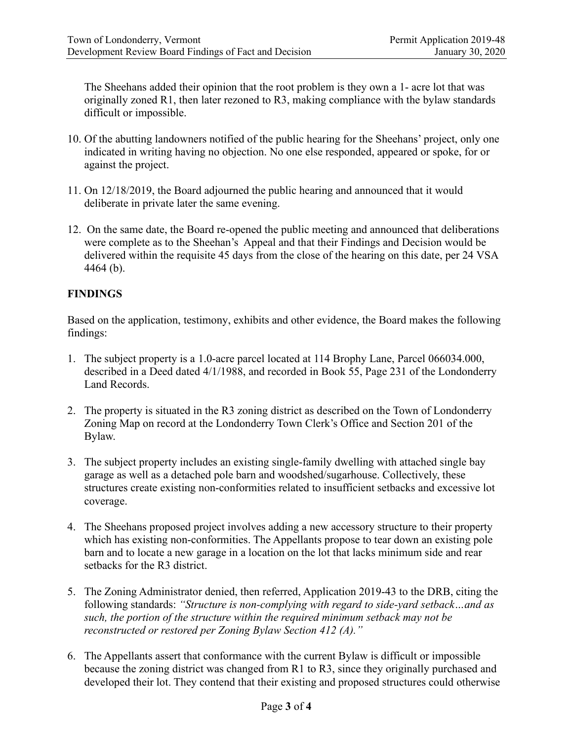The Sheehans added their opinion that the root problem is they own a 1- acre lot that was originally zoned R1, then later rezoned to R3, making compliance with the bylaw standards difficult or impossible.

10. Of the abutting landowners notified of the public hearing for the Sheehans' project, only one indicated in writing having no objection. No one else responded, appeared or spoke, for or against the project.

11. On 12/18/2019, the Board adjourned the public hearing and announced that it would deliberate in private later the same evening.

12. On the same date, the Board re-opened the public meeting and announced that deliberations were complete as to the Sheehan's Appeal and that their Findings and Decision would be delivered within the requisite 45 days from the close of the hearing on this date, per 24 VSA 4464 (b).

## FINDINGS

Based on the application, testimony, exhibits and other evidence, the Board makes the following findings:

1. The subject property is a 1.0-acre parcel located at 114 Brophy Lane, Parcel 066034.000, described in a Deed dated 4/1/1988, and recorded in Book 55, Page 231 of the Londonderry Land Records.

2. The property is situated in the R3 zoning district as described on the Town of Londonderry Zoning Map on record at the Londonderry Town Clerk's Office and Section 201 of the Bylaw.

3. The subject property includes an existing single-family dwelling with attached single bay garage as well as a detached pole barn and woodshed/sugarhouse. Collectively, these structures create existing non-conformities related to insufficient setbacks and excessive lot coverage.

4. The Sheehans proposed project involves adding a new accessory structure to their property which has existing non-conformities. The Appellants propose to tear down an existing pole barn and to locate a new garage in a location on the lot that lacks minimum side and rear setbacks for the R3 district.

5. The Zoning Administrator denied, then referred, Application 2019-43 to the DRB, citing the following standards: *"Structure is non-complying with regard to side-yard setback…and as such, the portion of the structure within the required minimum setback may not be reconstructed or restored per Zoning Bylaw Section 412 (A)."*

6. The Appellants assert that conformance with the current Bylaw is difficult or impossible because the zoning district was changed from R1 to R3, since they originally purchased and developed their lot. They contend that their existing and proposed structures could otherwise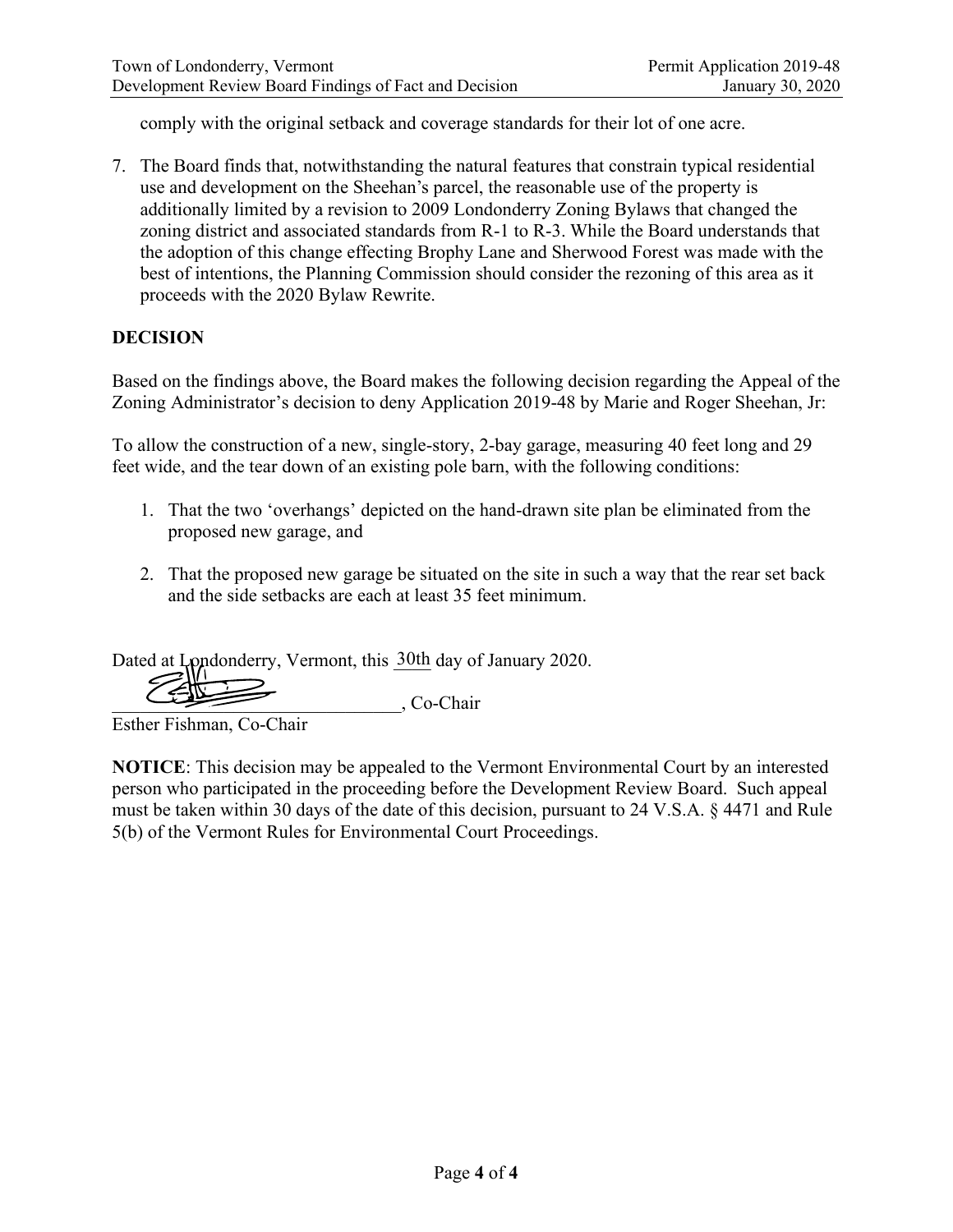comply with the original setback and coverage standards for their lot of one acre.

7. The Board finds that, notwithstanding the natural features that constrain typical residential use and development on the Sheehan's parcel, the reasonable use of the property is additionally limited by a revision to 2009 Londonderry Zoning Bylaws that changed the zoning district and associated standards from R-1 to R-3. While the Board understands that the adoption of this change effecting Brophy Lane and Sherwood Forest was made with the best of intentions, the Planning Commission should consider the rezoning of this area as it proceeds with the 2020 Bylaw Rewrite.

## DECISION

Based on the findings above, the Board makes the following decision regarding the Appeal of the Zoning Administrator's decision to deny Application 2019-48 by Marie and Roger Sheehan, Jr:

To allow the construction of a new, single-story, 2-bay garage, measuring 40 feet long and 29 feet wide, and the tear down of an existing pole barn, with the following conditions:

1. That the two 'overhangs' depicted on the hand-drawn site plan be eliminated from the proposed new garage, and

2. That the proposed new garage be situated on the site in such a way that the rear set back and the side setbacks are each at least 35 feet minimum.

Dated at Londonderry, Vermont, this 30th day of January 2020.

________________________________, Co-Chair

Esther Fishman, Co-Chair

**NOTICE**: This decision may be appealed to the Vermont Environmental Court by an interested person who participated in the proceeding before the Development Review Board. Such appeal must be taken within 30 days of the date of this decision, pursuant to 24 V.S.A. § 4471 and Rule 5(b) of the Vermont Rules for Environmental Court Proceedings.